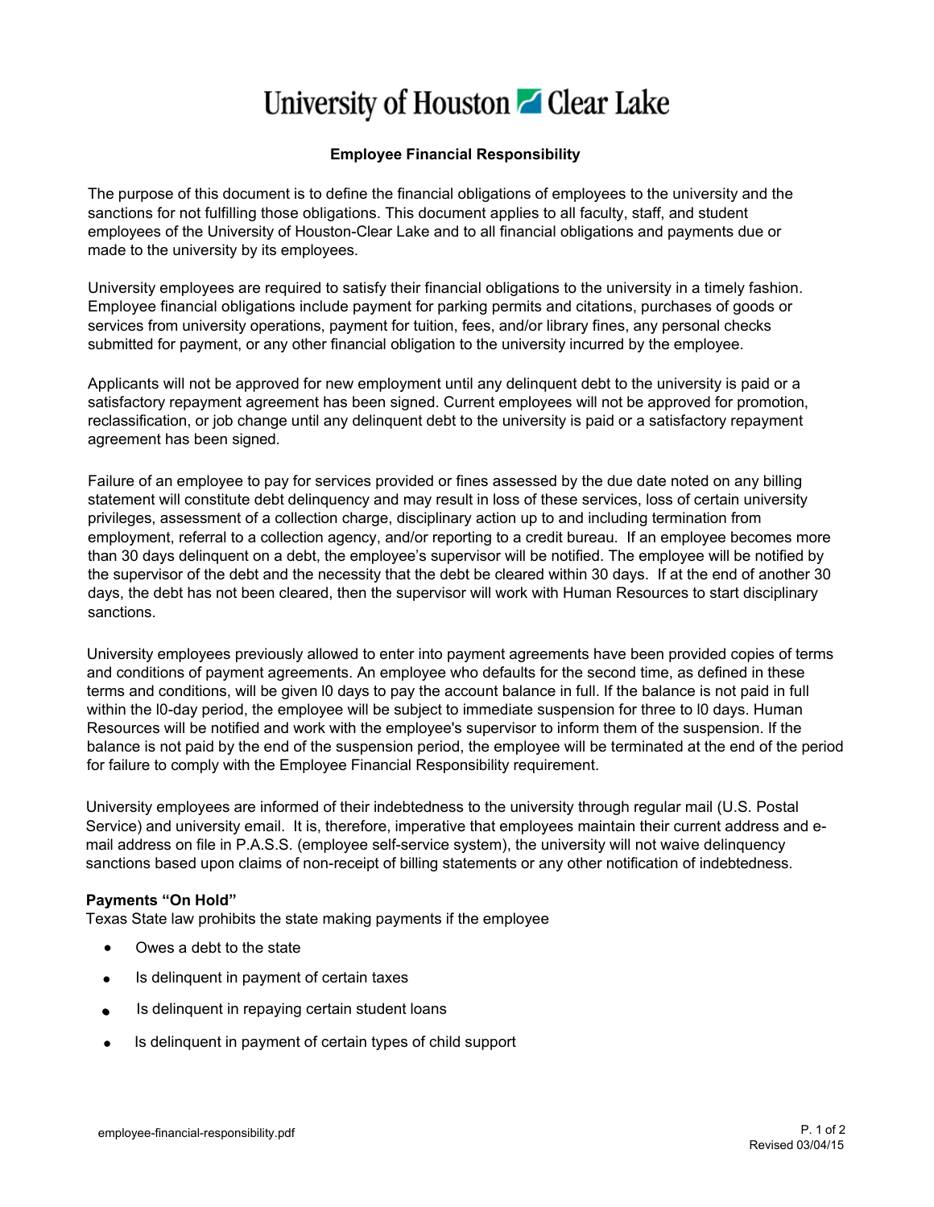# University of Houston Clear Lake

## Employee Financial Responsibility

The purpose of this document is to define the financial obligations of employees to the university and the sanctions for not fulfilling those obligations. This document applies to all faculty, staff, and student employees of the University of Houston-Clear Lake and to all financial obligations and payments due or made to the university by its employees.

University employees are required to satisfy their financial obligations to the university in a timely fashion. Employee financial obligations include payment for parking permits and citations, purchases of goods or services from university operations, payment for tuition, fees, and/or library fines, any personal checks submitted for payment, or any other financial obligation to the university incurred by the employee.

Applicants will not be approved for new employment until any delinquent debt to the university is paid or a satisfactory repayment agreement has been signed. Current employees will not be approved for promotion, reclassification, or job change until any delinquent debt to the university is paid or a satisfactory repayment agreement has been signed.

Failure of an employee to pay for services provided or fines assessed by the due date noted on any billing statement will constitute debt delinquency and may result in loss of these services, loss of certain university privileges, assessment of a collection charge, disciplinary action up to and including termination from employment, referral to a collection agency, and/or reporting to a credit bureau. If an employee becomes more than 30 days delinquent on a debt, the employee's supervisor will be notified. The employee will be notified by the supervisor of the debt and the necessity that the debt be cleared within 30 days. If at the end of another 30 days, the debt has not been cleared, then the supervisor will work with Human Resources to start disciplinary sanctions.

University employees previously allowed to enter into payment agreements have been provided copies of terms and conditions of payment agreements. An employee who defaults for the second time, as defined in these terms and conditions, will be given l0 days to pay the account balance in full. If the balance is not paid in full within the l0-day period, the employee will be subject to immediate suspension for three to l0 days. Human Resources will be notified and work with the employee's supervisor to inform them of the suspension. If the balance is not paid by the end of the suspension period, the employee will be terminated at the end of the period for failure to comply with the Employee Financial Responsibility requirement.

University employees are informed of their indebtedness to the university through regular mail (U.S. Postal Service) and university email. It is, therefore, imperative that employees maintain their current address and e-mail address on file in P.A.S.S. (employee self-service system), the university will not waive delinquency sanctions based upon claims of non-receipt of billing statements or any other notification of indebtedness.

**Payments "On Hold"**

Texas State law prohibits the state making payments if the employee

- Owes a debt to the state
- Is delinquent in payment of certain taxes
- Is delinquent in repaying certain student loans
- Is delinquent in payment of certain types of child support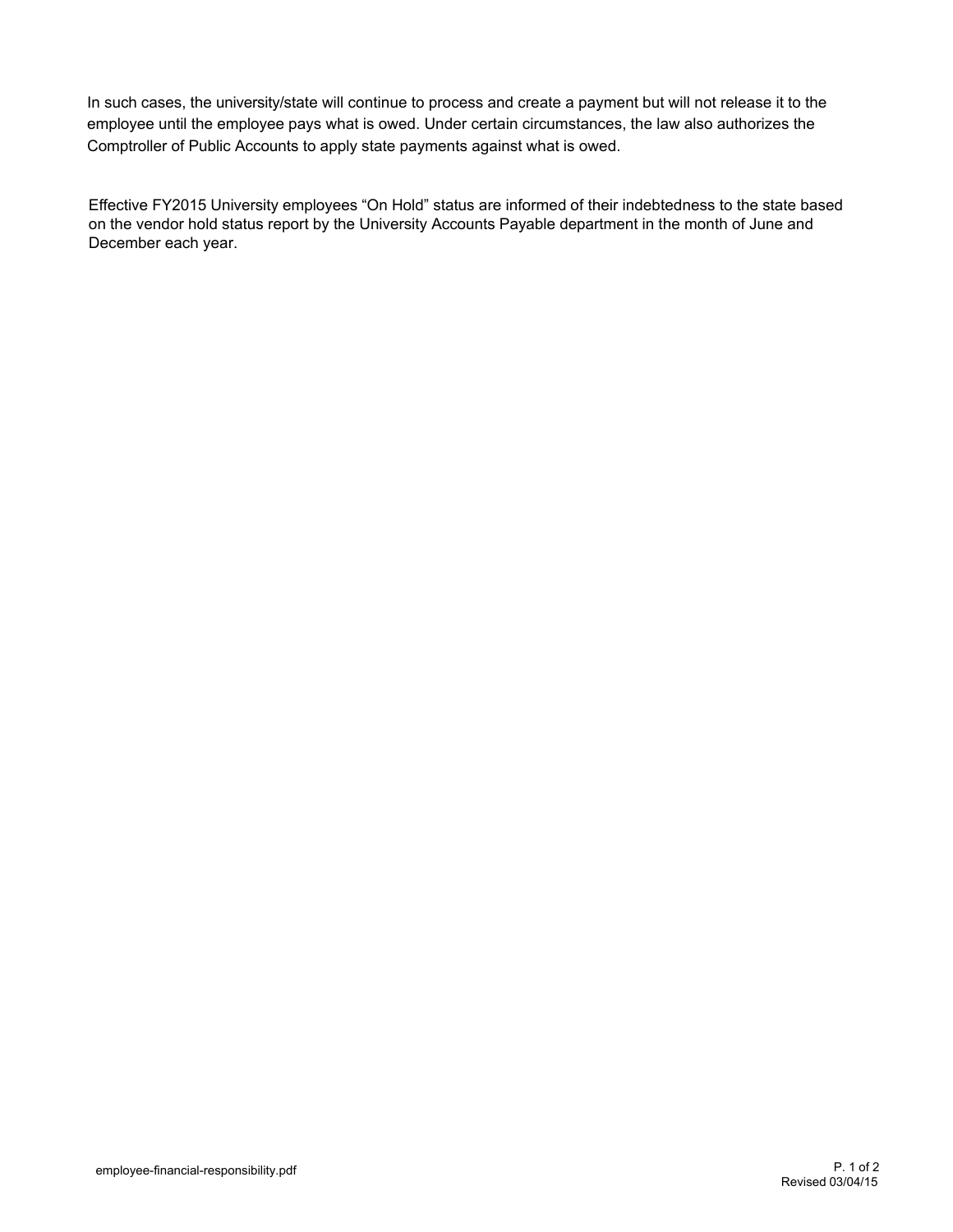In such cases, the university/state will continue to process and create a payment but will not release it to the employee until the employee pays what is owed. Under certain circumstances, the law also authorizes the Comptroller of Public Accounts to apply state payments against what is owed.

Effective FY2015 University employees “On Hold” status are informed of their indebtedness to the state based on the vendor hold status report by the University Accounts Payable department in the month of June and December each year.